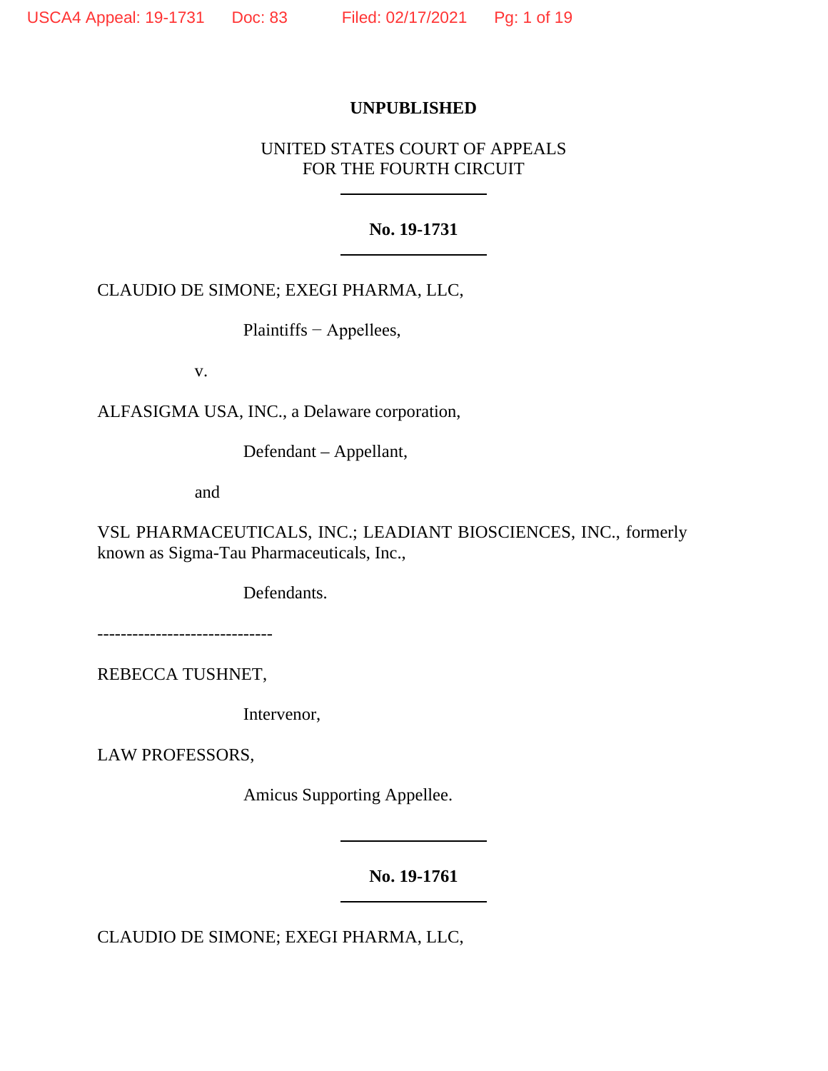**UNPUBLISHED**

UNITED STATES COURT OF APPEALS
FOR THE FOURTH CIRCUIT

---

**No. 19-1731**

---

CLAUDIO DE SIMONE; EXEGI PHARMA, LLC,

Plaintiffs − Appellees,

v.

ALFASIGMA USA, INC., a Delaware corporation,

Defendant – Appellant,

and

VSL PHARMACEUTICALS, INC.; LEADIANT BIOSCIENCES, INC., formerly known as Sigma-Tau Pharmaceuticals, Inc.,

Defendants.

------------------------------

REBECCA TUSHNET,

Intervenor,

LAW PROFESSORS,

Amicus Supporting Appellee.

---

**No. 19-1761**

---

CLAUDIO DE SIMONE; EXEGI PHARMA, LLC,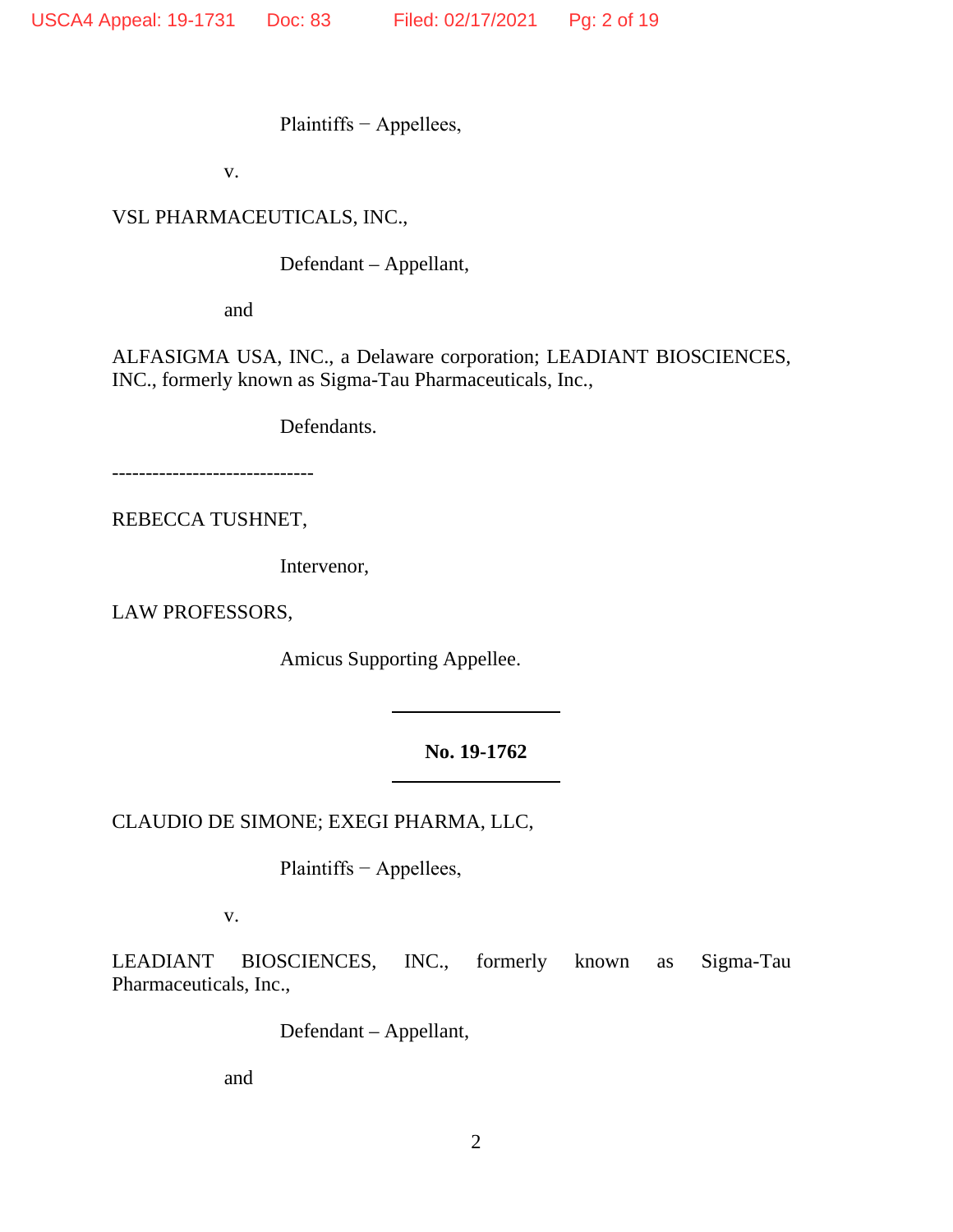Plaintiffs − Appellees,

v.

VSL PHARMACEUTICALS, INC.,

Defendant – Appellant,

and

ALFASIGMA USA, INC., a Delaware corporation; LEADIANT BIOSCIENCES, INC., formerly known as Sigma-Tau Pharmaceuticals, Inc.,

Defendants.

------------------------------

REBECCA TUSHNET,

Intervenor,

LAW PROFESSORS,

Amicus Supporting Appellee.

---

**No. 19-1762**

---

CLAUDIO DE SIMONE; EXEGI PHARMA, LLC,

Plaintiffs − Appellees,

v.

LEADIANT BIOSCIENCES, INC., formerly known as Sigma-Tau Pharmaceuticals, Inc.,

Defendant – Appellant,

and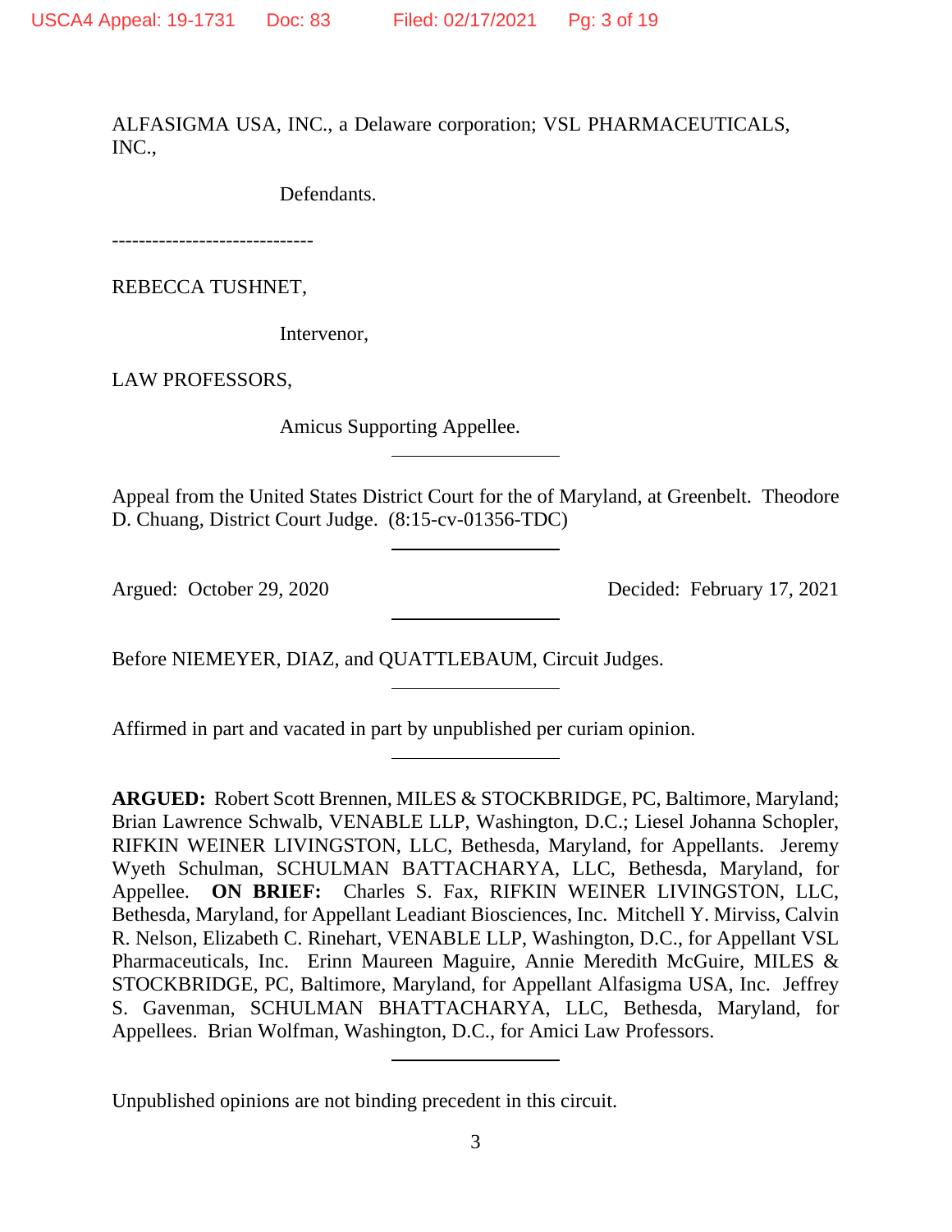ALFASIGMA USA, INC., a Delaware corporation; VSL PHARMACEUTICALS, INC.,

Defendants.

------------------------------

REBECCA TUSHNET,

Intervenor,

LAW PROFESSORS,

Amicus Supporting Appellee.

---

Appeal from the United States District Court for the of Maryland, at Greenbelt. Theodore D. Chuang, District Court Judge. (8:15-cv-01356-TDC)

---

Argued: October 29, 2020 Decided: February 17, 2021

---

Before NIEMEYER, DIAZ, and QUATTLEBAUM, Circuit Judges.

---

Affirmed in part and vacated in part by unpublished per curiam opinion.

---

**ARGUED:** Robert Scott Brennen, MILES & STOCKBRIDGE, PC, Baltimore, Maryland; Brian Lawrence Schwalb, VENABLE LLP, Washington, D.C.; Liesel Johanna Schopler, RIFKIN WEINER LIVINGSTON, LLC, Bethesda, Maryland, for Appellants. Jeremy Wyeth Schulman, SCHULMAN BATTACHARYA, LLC, Bethesda, Maryland, for Appellee. **ON BRIEF:** Charles S. Fax, RIFKIN WEINER LIVINGSTON, LLC, Bethesda, Maryland, for Appellant Leadiant Biosciences, Inc. Mitchell Y. Mirviss, Calvin R. Nelson, Elizabeth C. Rinehart, VENABLE LLP, Washington, D.C., for Appellant VSL Pharmaceuticals, Inc. Erinn Maureen Maguire, Annie Meredith McGuire, MILES & STOCKBRIDGE, PC, Baltimore, Maryland, for Appellant Alfasigma USA, Inc. Jeffrey S. Gavenman, SCHULMAN BHATTACHARYA, LLC, Bethesda, Maryland, for Appellees. Brian Wolfman, Washington, D.C., for Amici Law Professors.

---

Unpublished opinions are not binding precedent in this circuit.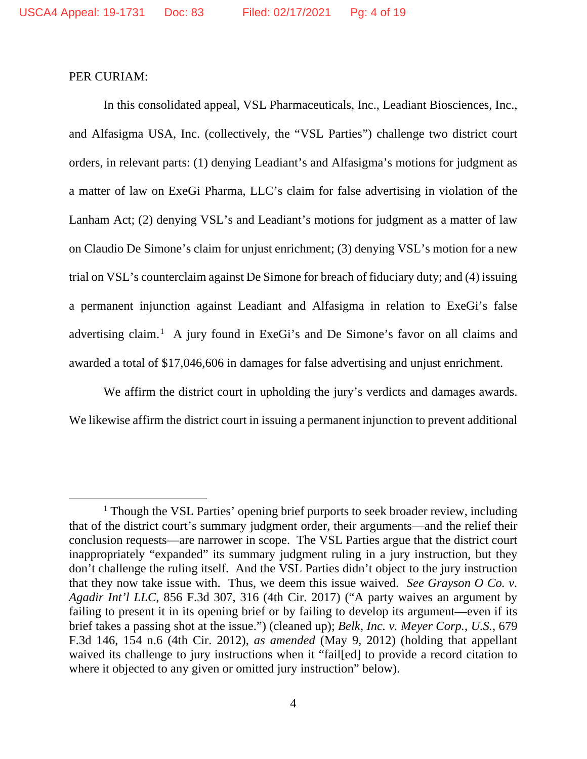PER CURIAM:

In this consolidated appeal, VSL Pharmaceuticals, Inc., Leadiant Biosciences, Inc., and Alfasigma USA, Inc. (collectively, the "VSL Parties") challenge two district court orders, in relevant parts: (1) denying Leadiant's and Alfasigma's motions for judgment as a matter of law on ExeGi Pharma, LLC's claim for false advertising in violation of the Lanham Act; (2) denying VSL's and Leadiant's motions for judgment as a matter of law on Claudio De Simone's claim for unjust enrichment; (3) denying VSL's motion for a new trial on VSL's counterclaim against De Simone for breach of fiduciary duty; and (4) issuing a permanent injunction against Leadiant and Alfasigma in relation to ExeGi's false advertising claim.[1] A jury found in ExeGi's and De Simone's favor on all claims and awarded a total of $17,046,606 in damages for false advertising and unjust enrichment.

We affirm the district court in upholding the jury's verdicts and damages awards. We likewise affirm the district court in issuing a permanent injunction to prevent additional

---

[1] Though the VSL Parties' opening brief purports to seek broader review, including that of the district court's summary judgment order, their arguments—and the relief their conclusion requests—are narrower in scope. The VSL Parties argue that the district court inappropriately "expanded" its summary judgment ruling in a jury instruction, but they don't challenge the ruling itself. And the VSL Parties didn't object to the jury instruction that they now take issue with. Thus, we deem this issue waived. *See Grayson O Co. v. Agadir Int'l LLC*, 856 F.3d 307, 316 (4th Cir. 2017) ("A party waives an argument by failing to present it in its opening brief or by failing to develop its argument—even if its brief takes a passing shot at the issue.") (cleaned up); *Belk, Inc. v. Meyer Corp., U.S.*, 679 F.3d 146, 154 n.6 (4th Cir. 2012), *as amended* (May 9, 2012) (holding that appellant waived its challenge to jury instructions when it "fail[ed] to provide a record citation to where it objected to any given or omitted jury instruction" below).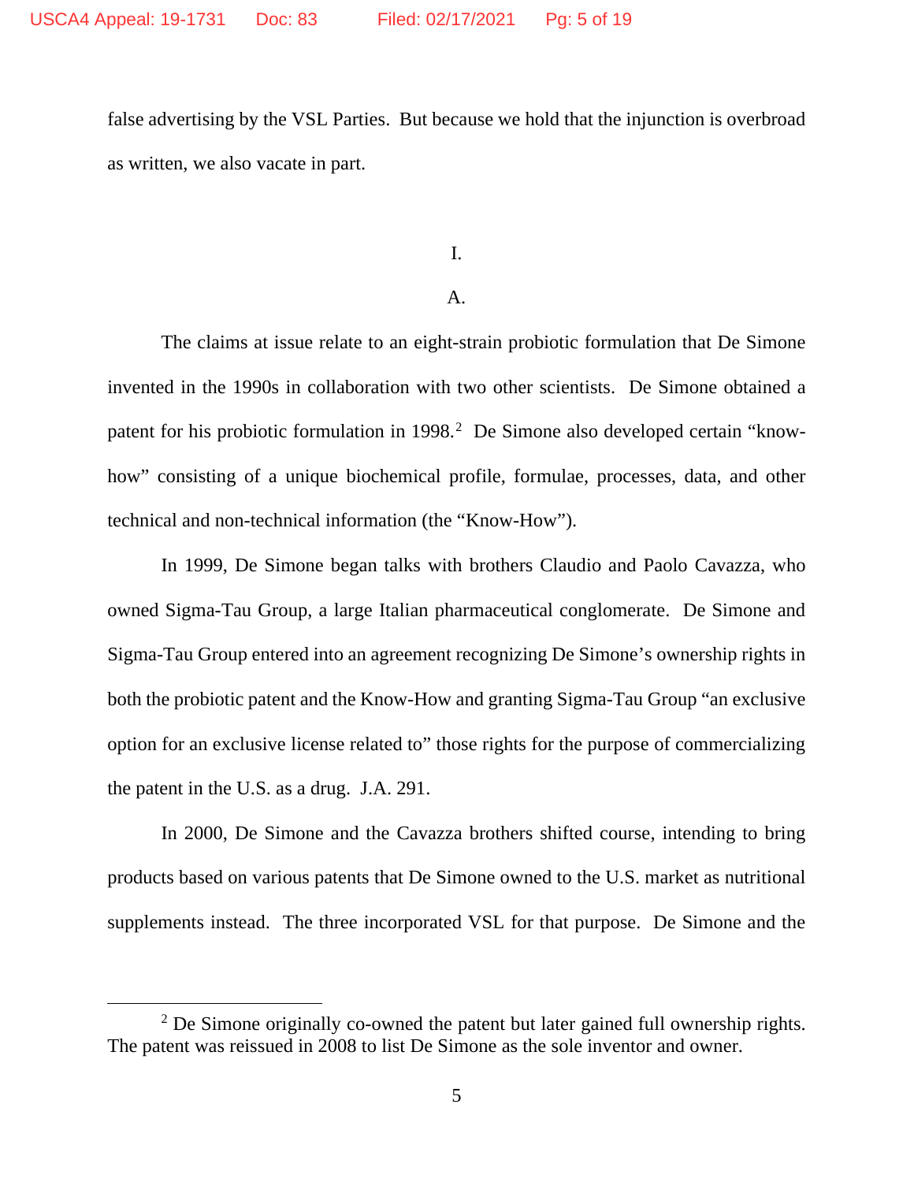false advertising by the VSL Parties. But because we hold that the injunction is overbroad as written, we also vacate in part.

# I.

## A.

The claims at issue relate to an eight-strain probiotic formulation that De Simone invented in the 1990s in collaboration with two other scientists. De Simone obtained a patent for his probiotic formulation in 1998.[2] De Simone also developed certain "know-how" consisting of a unique biochemical profile, formulae, processes, data, and other technical and non-technical information (the "Know-How").

In 1999, De Simone began talks with brothers Claudio and Paolo Cavazza, who owned Sigma-Tau Group, a large Italian pharmaceutical conglomerate. De Simone and Sigma-Tau Group entered into an agreement recognizing De Simone's ownership rights in both the probiotic patent and the Know-How and granting Sigma-Tau Group "an exclusive option for an exclusive license related to" those rights for the purpose of commercializing the patent in the U.S. as a drug. J.A. 291.

In 2000, De Simone and the Cavazza brothers shifted course, intending to bring products based on various patents that De Simone owned to the U.S. market as nutritional supplements instead. The three incorporated VSL for that purpose. De Simone and the

[2] De Simone originally co-owned the patent but later gained full ownership rights. The patent was reissued in 2008 to list De Simone as the sole inventor and owner.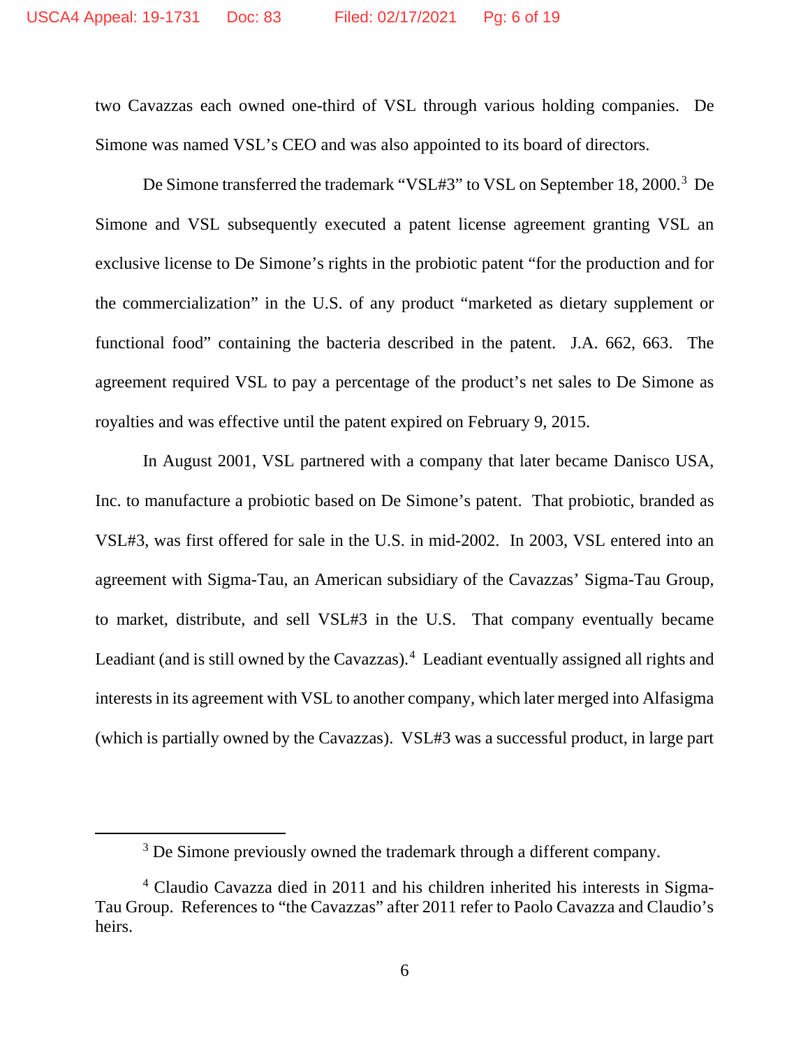two Cavazzas each owned one-third of VSL through various holding companies. De Simone was named VSL's CEO and was also appointed to its board of directors.

De Simone transferred the trademark "VSL#3" to VSL on September 18, 2000.[3] De Simone and VSL subsequently executed a patent license agreement granting VSL an exclusive license to De Simone's rights in the probiotic patent "for the production and for the commercialization" in the U.S. of any product "marketed as dietary supplement or functional food" containing the bacteria described in the patent. J.A. 662, 663. The agreement required VSL to pay a percentage of the product's net sales to De Simone as royalties and was effective until the patent expired on February 9, 2015.

In August 2001, VSL partnered with a company that later became Danisco USA, Inc. to manufacture a probiotic based on De Simone's patent. That probiotic, branded as VSL#3, was first offered for sale in the U.S. in mid-2002. In 2003, VSL entered into an agreement with Sigma-Tau, an American subsidiary of the Cavazzas' Sigma-Tau Group, to market, distribute, and sell VSL#3 in the U.S. That company eventually became Leadiant (and is still owned by the Cavazzas).[4] Leadiant eventually assigned all rights and interests in its agreement with VSL to another company, which later merged into Alfasigma (which is partially owned by the Cavazzas). VSL#3 was a successful product, in large part

---

[3] De Simone previously owned the trademark through a different company.

[4] Claudio Cavazza died in 2011 and his children inherited his interests in Sigma-Tau Group. References to "the Cavazzas" after 2011 refer to Paolo Cavazza and Claudio's heirs.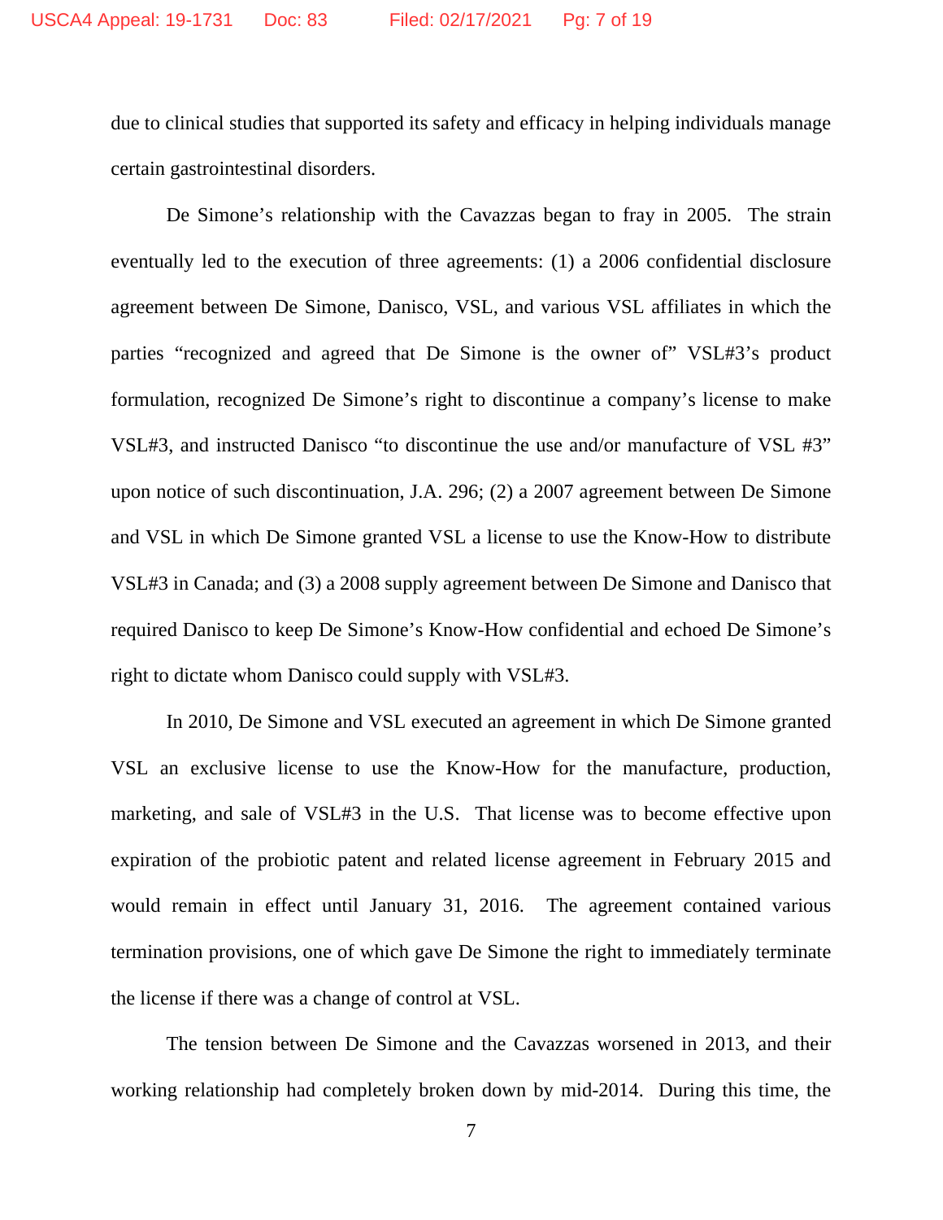due to clinical studies that supported its safety and efficacy in helping individuals manage certain gastrointestinal disorders.

De Simone's relationship with the Cavazzas began to fray in 2005. The strain eventually led to the execution of three agreements: (1) a 2006 confidential disclosure agreement between De Simone, Danisco, VSL, and various VSL affiliates in which the parties "recognized and agreed that De Simone is the owner of" VSL#3's product formulation, recognized De Simone's right to discontinue a company's license to make VSL#3, and instructed Danisco "to discontinue the use and/or manufacture of VSL #3" upon notice of such discontinuation, J.A. 296; (2) a 2007 agreement between De Simone and VSL in which De Simone granted VSL a license to use the Know-How to distribute VSL#3 in Canada; and (3) a 2008 supply agreement between De Simone and Danisco that required Danisco to keep De Simone's Know-How confidential and echoed De Simone's right to dictate whom Danisco could supply with VSL#3.

In 2010, De Simone and VSL executed an agreement in which De Simone granted VSL an exclusive license to use the Know-How for the manufacture, production, marketing, and sale of VSL#3 in the U.S. That license was to become effective upon expiration of the probiotic patent and related license agreement in February 2015 and would remain in effect until January 31, 2016. The agreement contained various termination provisions, one of which gave De Simone the right to immediately terminate the license if there was a change of control at VSL.

The tension between De Simone and the Cavazzas worsened in 2013, and their working relationship had completely broken down by mid-2014. During this time, the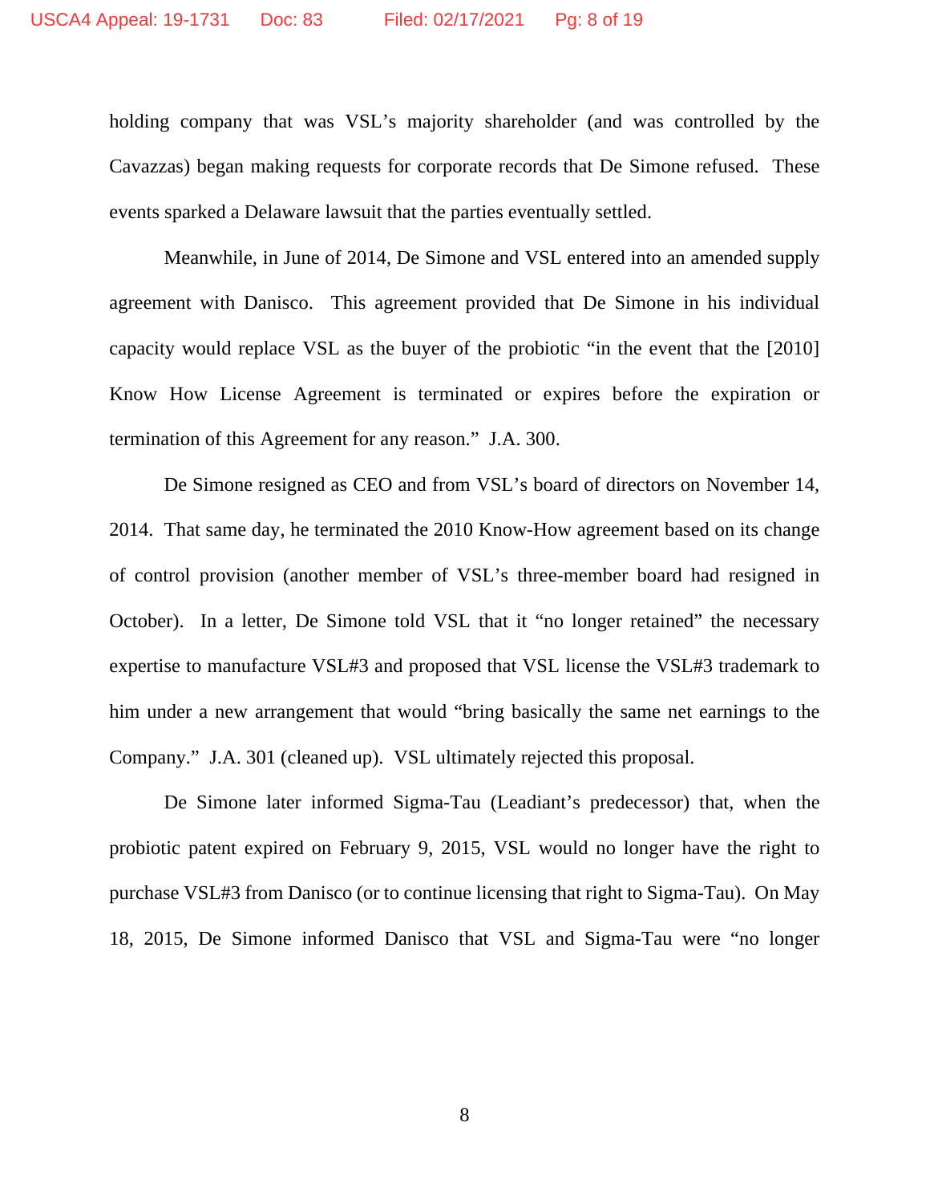holding company that was VSL's majority shareholder (and was controlled by the Cavazzas) began making requests for corporate records that De Simone refused. These events sparked a Delaware lawsuit that the parties eventually settled.

Meanwhile, in June of 2014, De Simone and VSL entered into an amended supply agreement with Danisco. This agreement provided that De Simone in his individual capacity would replace VSL as the buyer of the probiotic "in the event that the [2010] Know How License Agreement is terminated or expires before the expiration or termination of this Agreement for any reason." J.A. 300.

De Simone resigned as CEO and from VSL's board of directors on November 14, 2014. That same day, he terminated the 2010 Know-How agreement based on its change of control provision (another member of VSL's three-member board had resigned in October). In a letter, De Simone told VSL that it "no longer retained" the necessary expertise to manufacture VSL#3 and proposed that VSL license the VSL#3 trademark to him under a new arrangement that would "bring basically the same net earnings to the Company." J.A. 301 (cleaned up). VSL ultimately rejected this proposal.

De Simone later informed Sigma-Tau (Leadiant's predecessor) that, when the probiotic patent expired on February 9, 2015, VSL would no longer have the right to purchase VSL#3 from Danisco (or to continue licensing that right to Sigma-Tau). On May 18, 2015, De Simone informed Danisco that VSL and Sigma-Tau were "no longer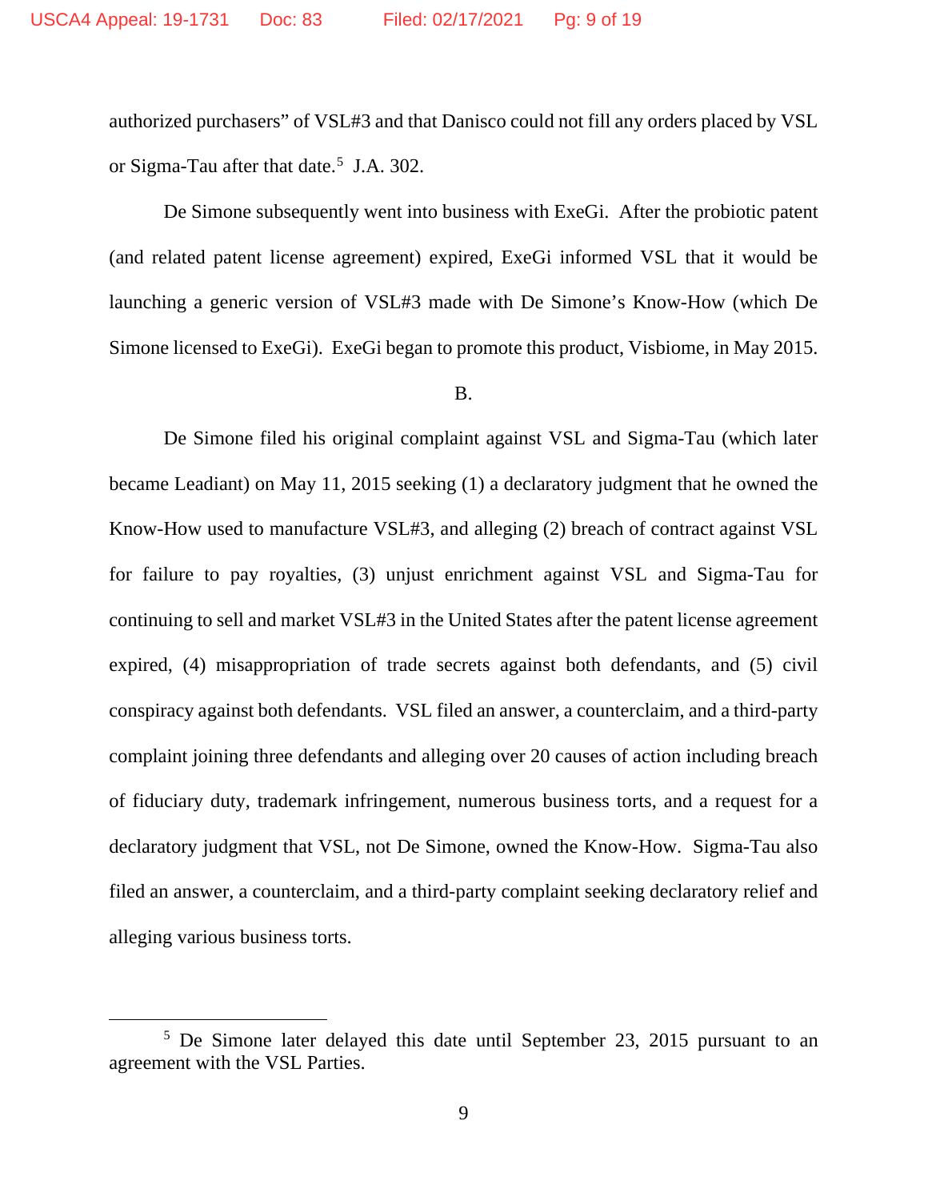authorized purchasers" of VSL#3 and that Danisco could not fill any orders placed by VSL or Sigma-Tau after that date.[5] J.A. 302.

De Simone subsequently went into business with ExeGi. After the probiotic patent (and related patent license agreement) expired, ExeGi informed VSL that it would be launching a generic version of VSL#3 made with De Simone's Know-How (which De Simone licensed to ExeGi). ExeGi began to promote this product, Visbiome, in May 2015.

B.

De Simone filed his original complaint against VSL and Sigma-Tau (which later became Leadiant) on May 11, 2015 seeking (1) a declaratory judgment that he owned the Know-How used to manufacture VSL#3, and alleging (2) breach of contract against VSL for failure to pay royalties, (3) unjust enrichment against VSL and Sigma-Tau for continuing to sell and market VSL#3 in the United States after the patent license agreement expired, (4) misappropriation of trade secrets against both defendants, and (5) civil conspiracy against both defendants. VSL filed an answer, a counterclaim, and a third-party complaint joining three defendants and alleging over 20 causes of action including breach of fiduciary duty, trademark infringement, numerous business torts, and a request for a declaratory judgment that VSL, not De Simone, owned the Know-How. Sigma-Tau also filed an answer, a counterclaim, and a third-party complaint seeking declaratory relief and alleging various business torts.

---

[5] De Simone later delayed this date until September 23, 2015 pursuant to an agreement with the VSL Parties.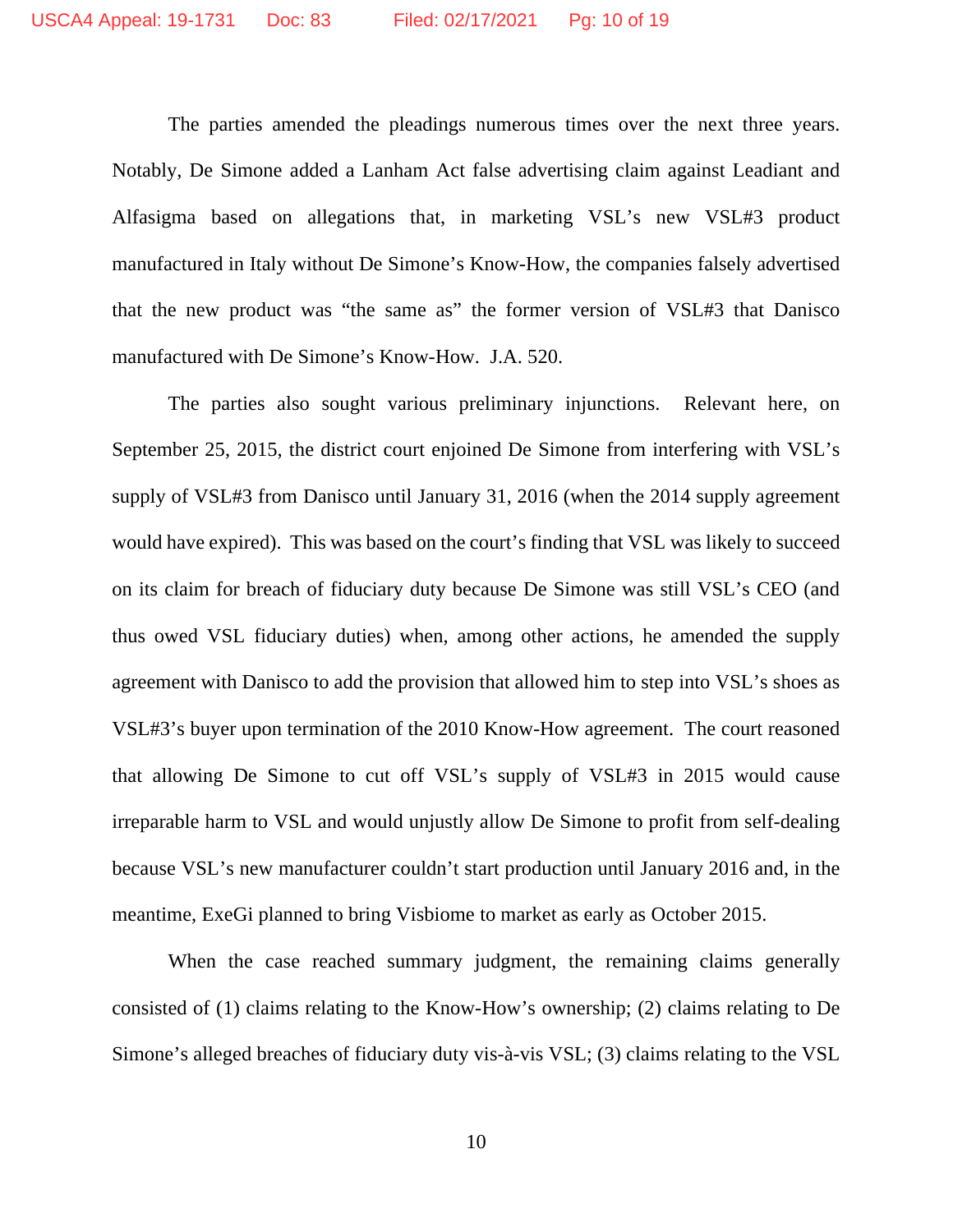The parties amended the pleadings numerous times over the next three years. Notably, De Simone added a Lanham Act false advertising claim against Leadiant and Alfasigma based on allegations that, in marketing VSL's new VSL#3 product manufactured in Italy without De Simone's Know-How, the companies falsely advertised that the new product was "the same as" the former version of VSL#3 that Danisco manufactured with De Simone's Know-How. J.A. 520.

The parties also sought various preliminary injunctions. Relevant here, on September 25, 2015, the district court enjoined De Simone from interfering with VSL's supply of VSL#3 from Danisco until January 31, 2016 (when the 2014 supply agreement would have expired). This was based on the court's finding that VSL was likely to succeed on its claim for breach of fiduciary duty because De Simone was still VSL's CEO (and thus owed VSL fiduciary duties) when, among other actions, he amended the supply agreement with Danisco to add the provision that allowed him to step into VSL's shoes as VSL#3's buyer upon termination of the 2010 Know-How agreement. The court reasoned that allowing De Simone to cut off VSL's supply of VSL#3 in 2015 would cause irreparable harm to VSL and would unjustly allow De Simone to profit from self-dealing because VSL's new manufacturer couldn't start production until January 2016 and, in the meantime, ExeGi planned to bring Visbiome to market as early as October 2015.

When the case reached summary judgment, the remaining claims generally consisted of (1) claims relating to the Know-How's ownership; (2) claims relating to De Simone's alleged breaches of fiduciary duty vis-à-vis VSL; (3) claims relating to the VSL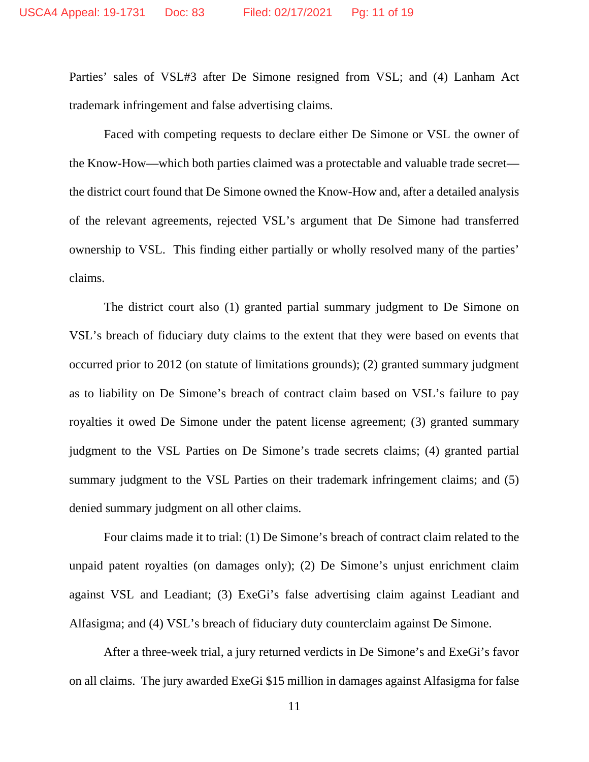Parties' sales of VSL#3 after De Simone resigned from VSL; and (4) Lanham Act trademark infringement and false advertising claims.

Faced with competing requests to declare either De Simone or VSL the owner of the Know-How—which both parties claimed was a protectable and valuable trade secret—the district court found that De Simone owned the Know-How and, after a detailed analysis of the relevant agreements, rejected VSL's argument that De Simone had transferred ownership to VSL. This finding either partially or wholly resolved many of the parties' claims.

The district court also (1) granted partial summary judgment to De Simone on VSL's breach of fiduciary duty claims to the extent that they were based on events that occurred prior to 2012 (on statute of limitations grounds); (2) granted summary judgment as to liability on De Simone's breach of contract claim based on VSL's failure to pay royalties it owed De Simone under the patent license agreement; (3) granted summary judgment to the VSL Parties on De Simone's trade secrets claims; (4) granted partial summary judgment to the VSL Parties on their trademark infringement claims; and (5) denied summary judgment on all other claims.

Four claims made it to trial: (1) De Simone's breach of contract claim related to the unpaid patent royalties (on damages only); (2) De Simone's unjust enrichment claim against VSL and Leadiant; (3) ExeGi's false advertising claim against Leadiant and Alfasigma; and (4) VSL's breach of fiduciary duty counterclaim against De Simone.

After a three-week trial, a jury returned verdicts in De Simone's and ExeGi's favor on all claims. The jury awarded ExeGi $15 million in damages against Alfasigma for false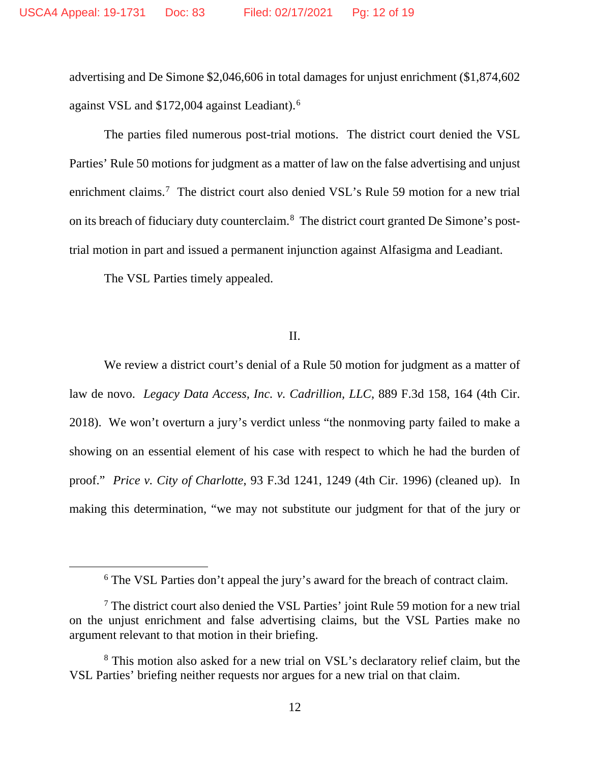advertising and De Simone $2,046,606 in total damages for unjust enrichment ($1,874,602 against VSL and $172,004 against Leadiant).[6]

The parties filed numerous post-trial motions. The district court denied the VSL Parties' Rule 50 motions for judgment as a matter of law on the false advertising and unjust enrichment claims.[7] The district court also denied VSL's Rule 59 motion for a new trial on its breach of fiduciary duty counterclaim.[8] The district court granted De Simone's post-trial motion in part and issued a permanent injunction against Alfasigma and Leadiant.

The VSL Parties timely appealed.

## II.

We review a district court's denial of a Rule 50 motion for judgment as a matter of law de novo. *Legacy Data Access, Inc. v. Cadrillion, LLC*, 889 F.3d 158, 164 (4th Cir. 2018). We won't overturn a jury's verdict unless "the nonmoving party failed to make a showing on an essential element of his case with respect to which he had the burden of proof." *Price v. City of Charlotte*, 93 F.3d 1241, 1249 (4th Cir. 1996) (cleaned up). In making this determination, "we may not substitute our judgment for that of the jury or

---

[6] The VSL Parties don't appeal the jury's award for the breach of contract claim.

[7] The district court also denied the VSL Parties' joint Rule 59 motion for a new trial on the unjust enrichment and false advertising claims, but the VSL Parties make no argument relevant to that motion in their briefing.

[8] This motion also asked for a new trial on VSL's declaratory relief claim, but the VSL Parties' briefing neither requests nor argues for a new trial on that claim.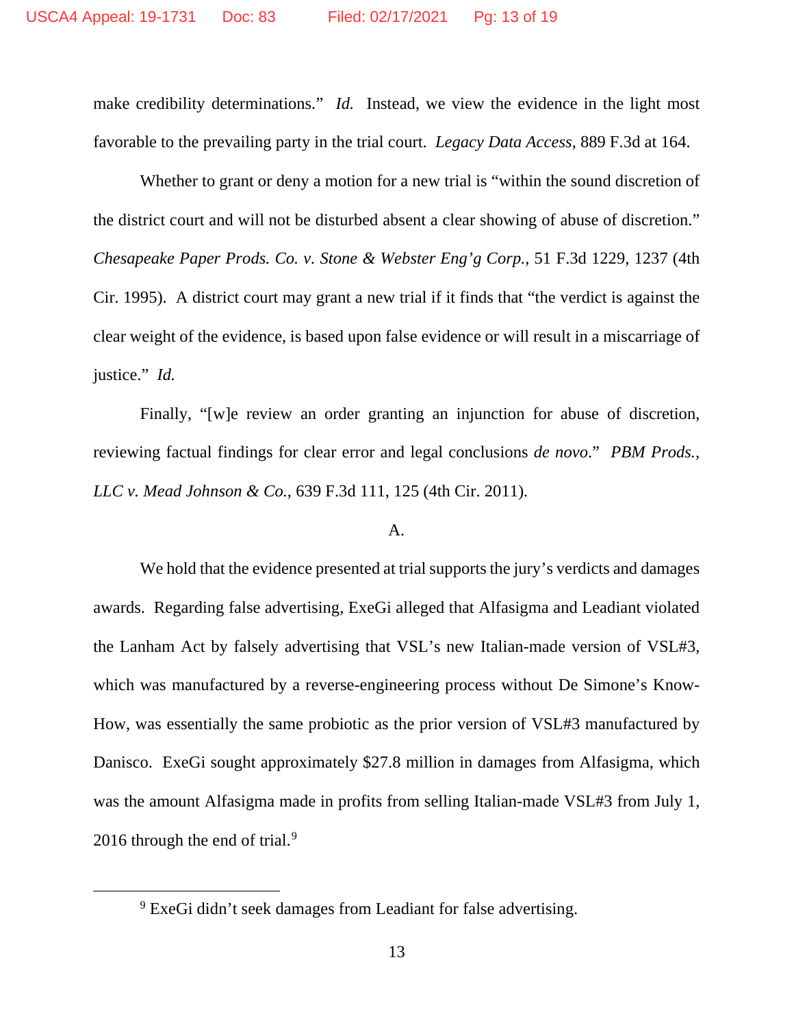make credibility determinations." *Id.* Instead, we view the evidence in the light most favorable to the prevailing party in the trial court. *Legacy Data Access*, 889 F.3d at 164.

Whether to grant or deny a motion for a new trial is "within the sound discretion of the district court and will not be disturbed absent a clear showing of abuse of discretion." *Chesapeake Paper Prods. Co. v. Stone & Webster Eng'g Corp.*, 51 F.3d 1229, 1237 (4th Cir. 1995). A district court may grant a new trial if it finds that "the verdict is against the clear weight of the evidence, is based upon false evidence or will result in a miscarriage of justice." *Id.*

Finally, "[w]e review an order granting an injunction for abuse of discretion, reviewing factual findings for clear error and legal conclusions *de novo*." *PBM Prods., LLC v. Mead Johnson & Co.*, 639 F.3d 111, 125 (4th Cir. 2011).

A.

We hold that the evidence presented at trial supports the jury's verdicts and damages awards. Regarding false advertising, ExeGi alleged that Alfasigma and Leadiant violated the Lanham Act by falsely advertising that VSL's new Italian-made version of VSL#3, which was manufactured by a reverse-engineering process without De Simone's Know-How, was essentially the same probiotic as the prior version of VSL#3 manufactured by Danisco. ExeGi sought approximately $27.8 million in damages from Alfasigma, which was the amount Alfasigma made in profits from selling Italian-made VSL#3 from July 1, 2016 through the end of trial.[9]

[9] ExeGi didn't seek damages from Leadiant for false advertising.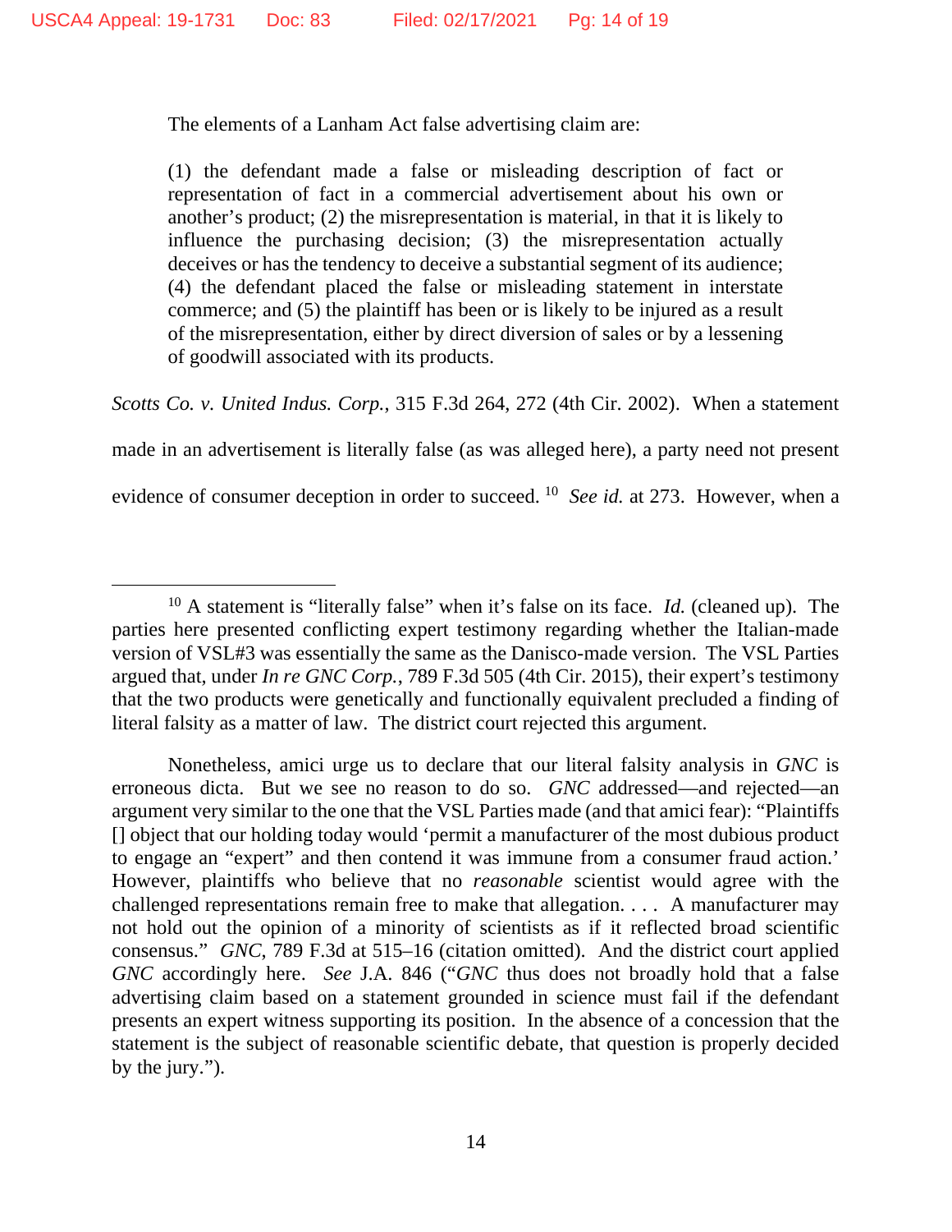The elements of a Lanham Act false advertising claim are:

> (1) the defendant made a false or misleading description of fact or representation of fact in a commercial advertisement about his own or another's product; (2) the misrepresentation is material, in that it is likely to influence the purchasing decision; (3) the misrepresentation actually deceives or has the tendency to deceive a substantial segment of its audience; (4) the defendant placed the false or misleading statement in interstate commerce; and (5) the plaintiff has been or is likely to be injured as a result of the misrepresentation, either by direct diversion of sales or by a lessening of goodwill associated with its products.

*Scotts Co. v. United Indus. Corp.*, 315 F.3d 264, 272 (4th Cir. 2002). When a statement made in an advertisement is literally false (as was alleged here), a party need not present evidence of consumer deception in order to succeed.[10] *See id.* at 273. However, when a

---

[10] A statement is "literally false" when it's false on its face. *Id.* (cleaned up). The parties here presented conflicting expert testimony regarding whether the Italian-made version of VSL#3 was essentially the same as the Danisco-made version. The VSL Parties argued that, under *In re GNC Corp.*, 789 F.3d 505 (4th Cir. 2015), their expert's testimony that the two products were genetically and functionally equivalent precluded a finding of literal falsity as a matter of law. The district court rejected this argument.

Nonetheless, amici urge us to declare that our literal falsity analysis in *GNC* is erroneous dicta. But we see no reason to do so. *GNC* addressed—and rejected—an argument very similar to the one that the VSL Parties made (and that amici fear): "Plaintiffs [] object that our holding today would 'permit a manufacturer of the most dubious product to engage an "expert" and then contend it was immune from a consumer fraud action.' However, plaintiffs who believe that no *reasonable* scientist would agree with the challenged representations remain free to make that allegation. . . . A manufacturer may not hold out the opinion of a minority of scientists as if it reflected broad scientific consensus." *GNC*, 789 F.3d at 515–16 (citation omitted). And the district court applied *GNC* accordingly here. *See* J.A. 846 ("*GNC* thus does not broadly hold that a false advertising claim based on a statement grounded in science must fail if the defendant presents an expert witness supporting its position. In the absence of a concession that the statement is the subject of reasonable scientific debate, that question is properly decided by the jury.").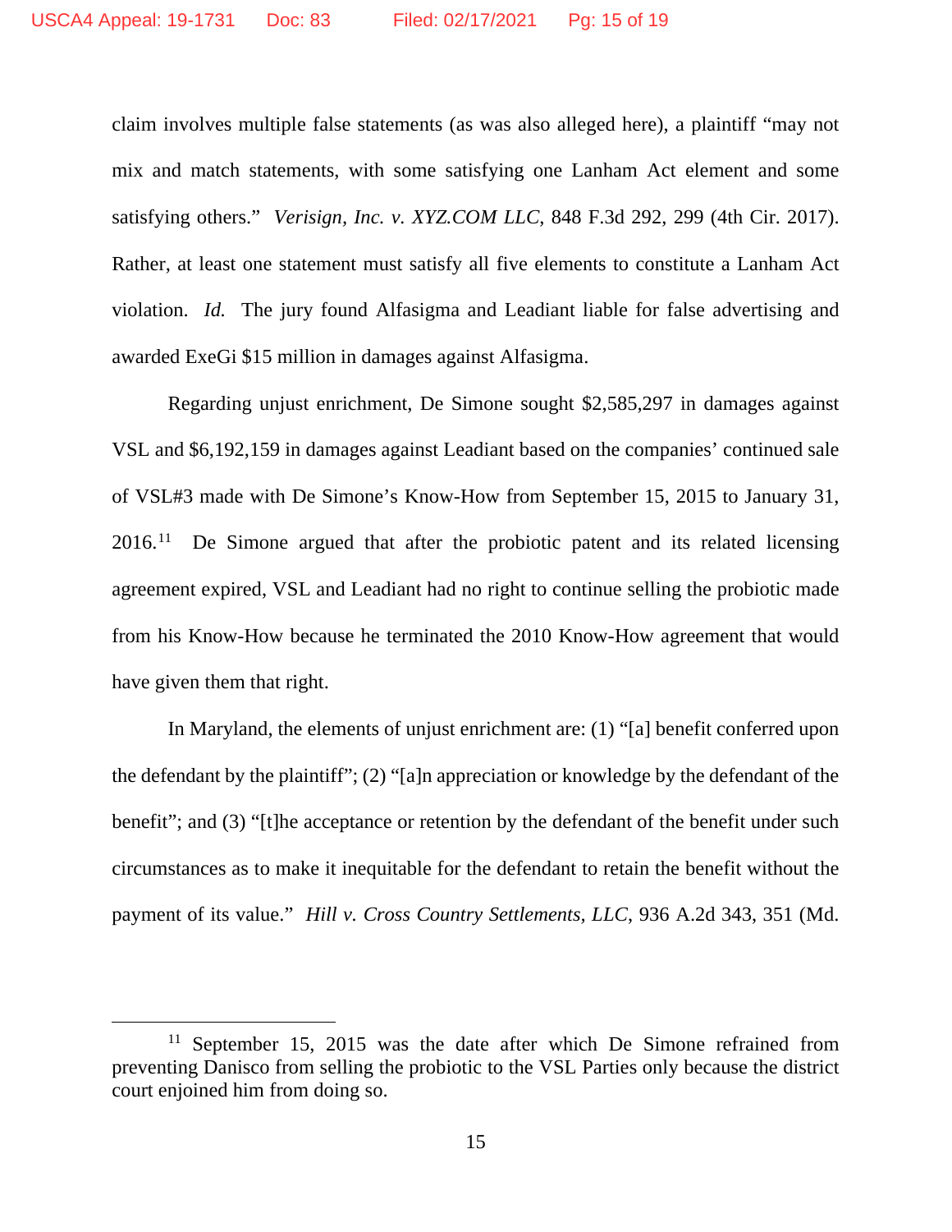claim involves multiple false statements (as was also alleged here), a plaintiff "may not mix and match statements, with some satisfying one Lanham Act element and some satisfying others." *Verisign, Inc. v. XYZ.COM LLC*, 848 F.3d 292, 299 (4th Cir. 2017). Rather, at least one statement must satisfy all five elements to constitute a Lanham Act violation. *Id.* The jury found Alfasigma and Leadiant liable for false advertising and awarded ExeGi $15 million in damages against Alfasigma.

Regarding unjust enrichment, De Simone sought $2,585,297 in damages against VSL and $6,192,159 in damages against Leadiant based on the companies' continued sale of VSL#3 made with De Simone's Know-How from September 15, 2015 to January 31, 2016.[11] De Simone argued that after the probiotic patent and its related licensing agreement expired, VSL and Leadiant had no right to continue selling the probiotic made from his Know-How because he terminated the 2010 Know-How agreement that would have given them that right.

In Maryland, the elements of unjust enrichment are: (1) "[a] benefit conferred upon the defendant by the plaintiff"; (2) "[a]n appreciation or knowledge by the defendant of the benefit"; and (3) "[t]he acceptance or retention by the defendant of the benefit under such circumstances as to make it inequitable for the defendant to retain the benefit without the payment of its value." *Hill v. Cross Country Settlements, LLC*, 936 A.2d 343, 351 (Md.

---

[11] September 15, 2015 was the date after which De Simone refrained from preventing Danisco from selling the probiotic to the VSL Parties only because the district court enjoined him from doing so.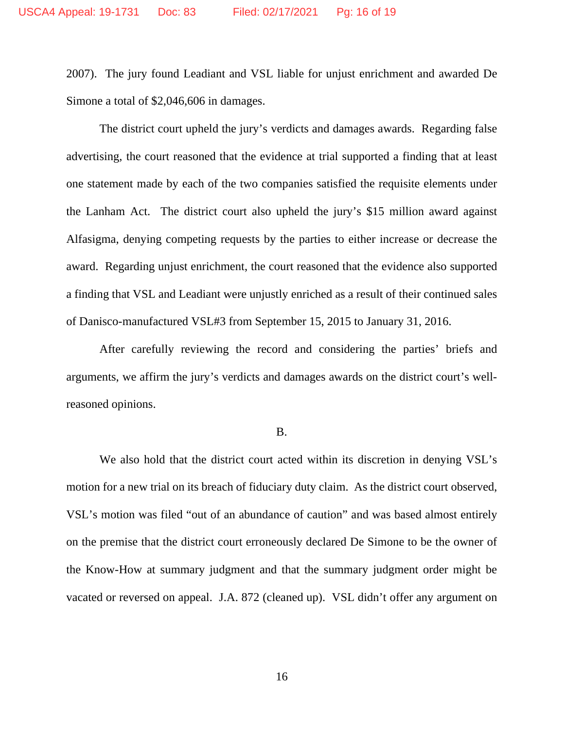2007). The jury found Leadiant and VSL liable for unjust enrichment and awarded De Simone a total of $2,046,606 in damages.

The district court upheld the jury's verdicts and damages awards. Regarding false advertising, the court reasoned that the evidence at trial supported a finding that at least one statement made by each of the two companies satisfied the requisite elements under the Lanham Act. The district court also upheld the jury's $15 million award against Alfasigma, denying competing requests by the parties to either increase or decrease the award. Regarding unjust enrichment, the court reasoned that the evidence also supported a finding that VSL and Leadiant were unjustly enriched as a result of their continued sales of Danisco-manufactured VSL#3 from September 15, 2015 to January 31, 2016.

After carefully reviewing the record and considering the parties' briefs and arguments, we affirm the jury's verdicts and damages awards on the district court's well-reasoned opinions.

B.

We also hold that the district court acted within its discretion in denying VSL's motion for a new trial on its breach of fiduciary duty claim. As the district court observed, VSL's motion was filed "out of an abundance of caution" and was based almost entirely on the premise that the district court erroneously declared De Simone to be the owner of the Know-How at summary judgment and that the summary judgment order might be vacated or reversed on appeal. J.A. 872 (cleaned up). VSL didn't offer any argument on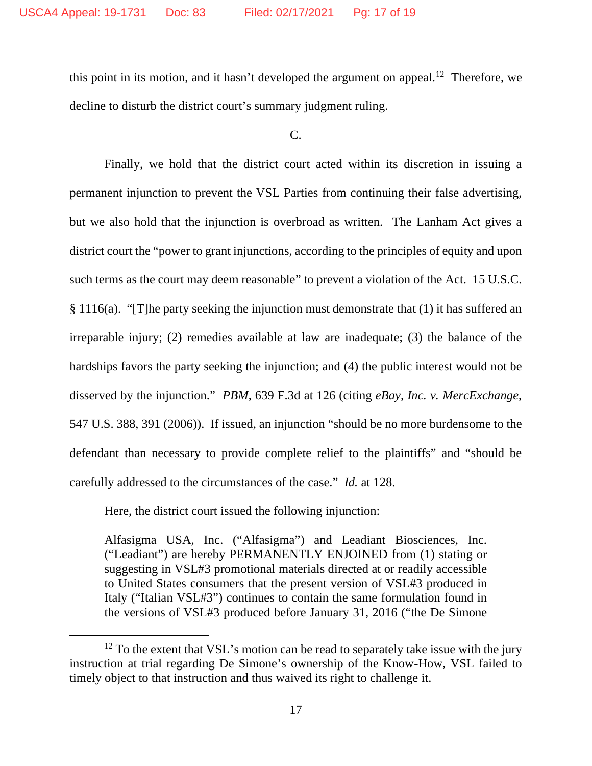this point in its motion, and it hasn't developed the argument on appeal.[12] Therefore, we decline to disturb the district court's summary judgment ruling.

C.

Finally, we hold that the district court acted within its discretion in issuing a permanent injunction to prevent the VSL Parties from continuing their false advertising, but we also hold that the injunction is overbroad as written. The Lanham Act gives a district court the "power to grant injunctions, according to the principles of equity and upon such terms as the court may deem reasonable" to prevent a violation of the Act. 15 U.S.C. § 1116(a). "[T]he party seeking the injunction must demonstrate that (1) it has suffered an irreparable injury; (2) remedies available at law are inadequate; (3) the balance of the hardships favors the party seeking the injunction; and (4) the public interest would not be disserved by the injunction." *PBM*, 639 F.3d at 126 (citing *eBay, Inc. v. MercExchange*, 547 U.S. 388, 391 (2006)). If issued, an injunction "should be no more burdensome to the defendant than necessary to provide complete relief to the plaintiffs" and "should be carefully addressed to the circumstances of the case." *Id.* at 128.

Here, the district court issued the following injunction:

> Alfasigma USA, Inc. ("Alfasigma") and Leadiant Biosciences, Inc. ("Leadiant") are hereby PERMANENTLY ENJOINED from (1) stating or suggesting in VSL#3 promotional materials directed at or readily accessible to United States consumers that the present version of VSL#3 produced in Italy ("Italian VSL#3") continues to contain the same formulation found in the versions of VSL#3 produced before January 31, 2016 ("the De Simone

---

[12] To the extent that VSL's motion can be read to separately take issue with the jury instruction at trial regarding De Simone's ownership of the Know-How, VSL failed to timely object to that instruction and thus waived its right to challenge it.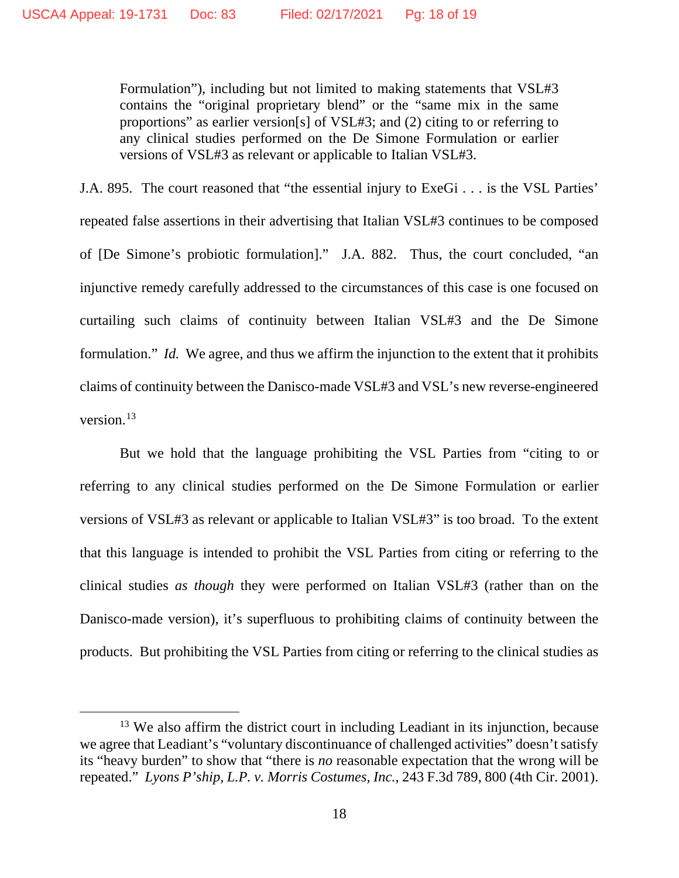> Formulation"), including but not limited to making statements that VSL#3 contains the "original proprietary blend" or the "same mix in the same proportions" as earlier version[s] of VSL#3; and (2) citing to or referring to any clinical studies performed on the De Simone Formulation or earlier versions of VSL#3 as relevant or applicable to Italian VSL#3.

J.A. 895. The court reasoned that "the essential injury to ExeGi . . . is the VSL Parties' repeated false assertions in their advertising that Italian VSL#3 continues to be composed of [De Simone's probiotic formulation]." J.A. 882. Thus, the court concluded, "an injunctive remedy carefully addressed to the circumstances of this case is one focused on curtailing such claims of continuity between Italian VSL#3 and the De Simone formulation." *Id.* We agree, and thus we affirm the injunction to the extent that it prohibits claims of continuity between the Danisco-made VSL#3 and VSL's new reverse-engineered version.[13]

But we hold that the language prohibiting the VSL Parties from "citing to or referring to any clinical studies performed on the De Simone Formulation or earlier versions of VSL#3 as relevant or applicable to Italian VSL#3" is too broad. To the extent that this language is intended to prohibit the VSL Parties from citing or referring to the clinical studies *as though* they were performed on Italian VSL#3 (rather than on the Danisco-made version), it's superfluous to prohibiting claims of continuity between the products. But prohibiting the VSL Parties from citing or referring to the clinical studies as

[13] We also affirm the district court in including Leadiant in its injunction, because we agree that Leadiant's "voluntary discontinuance of challenged activities" doesn't satisfy its "heavy burden" to show that "there is *no* reasonable expectation that the wrong will be repeated." *Lyons P'ship, L.P. v. Morris Costumes, Inc.*, 243 F.3d 789, 800 (4th Cir. 2001).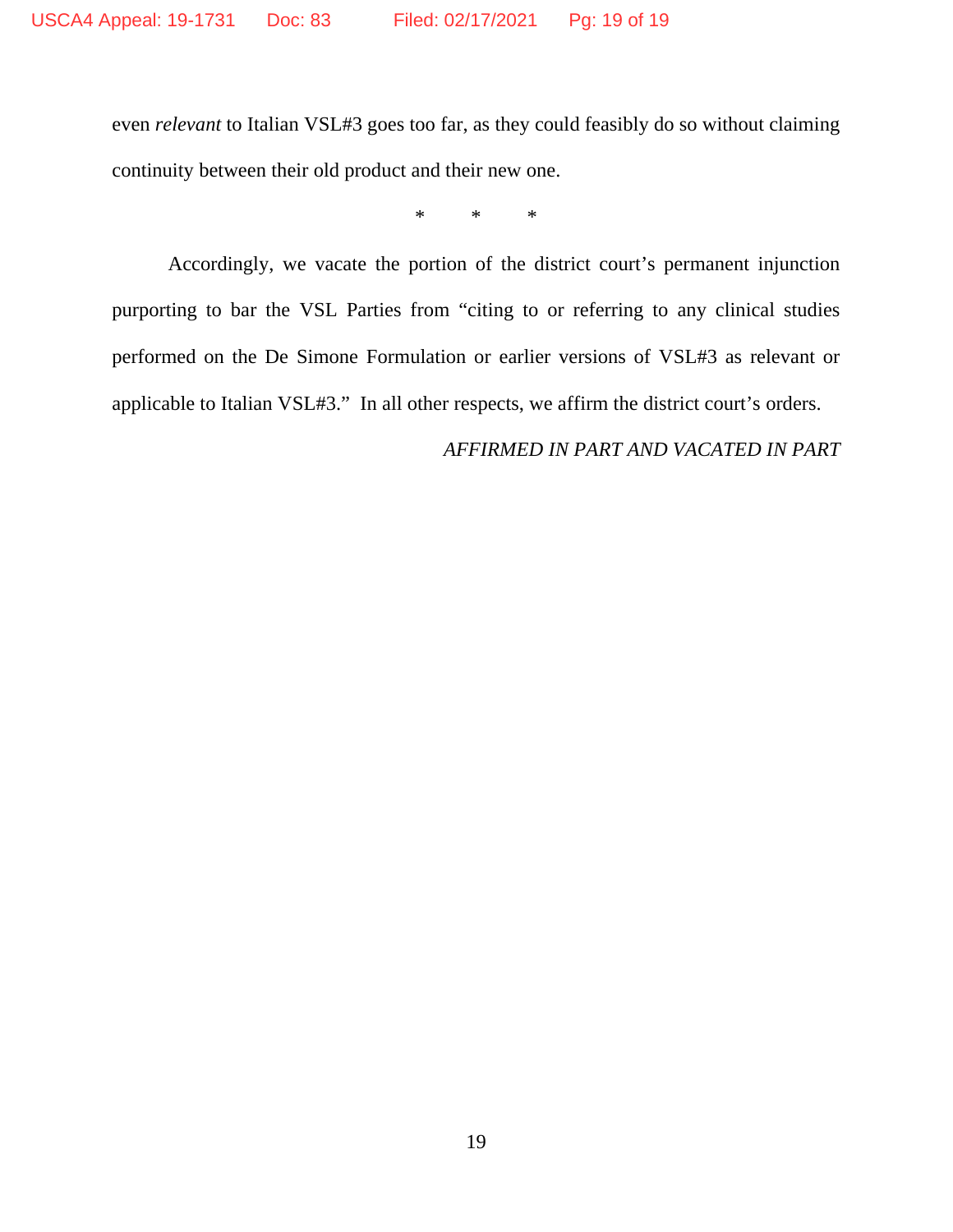even *relevant* to Italian VSL#3 goes too far, as they could feasibly do so without claiming continuity between their old product and their new one.

\* \* \*

Accordingly, we vacate the portion of the district court's permanent injunction purporting to bar the VSL Parties from "citing to or referring to any clinical studies performed on the De Simone Formulation or earlier versions of VSL#3 as relevant or applicable to Italian VSL#3." In all other respects, we affirm the district court's orders.

*AFFIRMED IN PART AND VACATED IN PART*